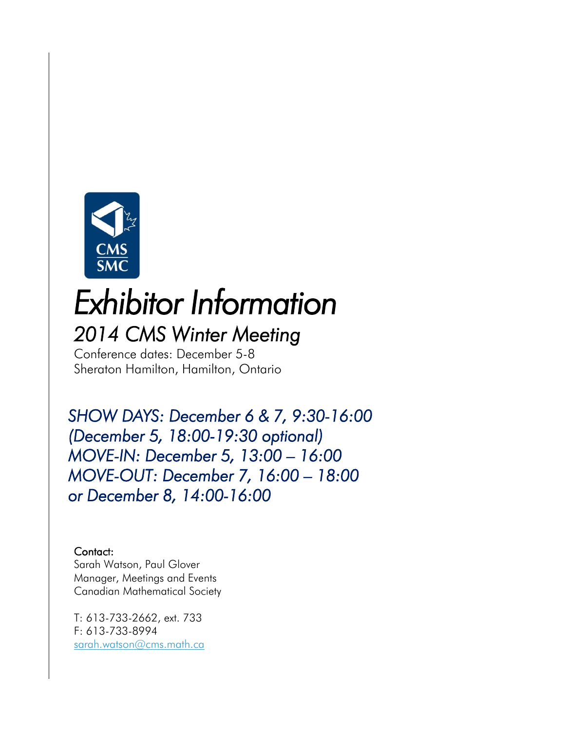# *Exhibitor Information*

## *2014 CMS Winter Meeting*

Conference dates: December 5-8
Sheraton Hamilton, Hamilton, Ontario

*SHOW DAYS: December 6 & 7, 9:30-16:00*
*(December 5, 18:00-19:30 optional)*
*MOVE-IN: December 5, 13:00 – 16:00*
*MOVE-OUT: December 7, 16:00 – 18:00*
*or December 8, 14:00-16:00*

Contact:
Sarah Watson, Paul Glover
Manager, Meetings and Events
Canadian Mathematical Society

T: 613-733-2662, ext. 733
F: 613-733-8994
[sarah.watson@cms.math.ca](mailto:sarah.watson@cms.math.ca)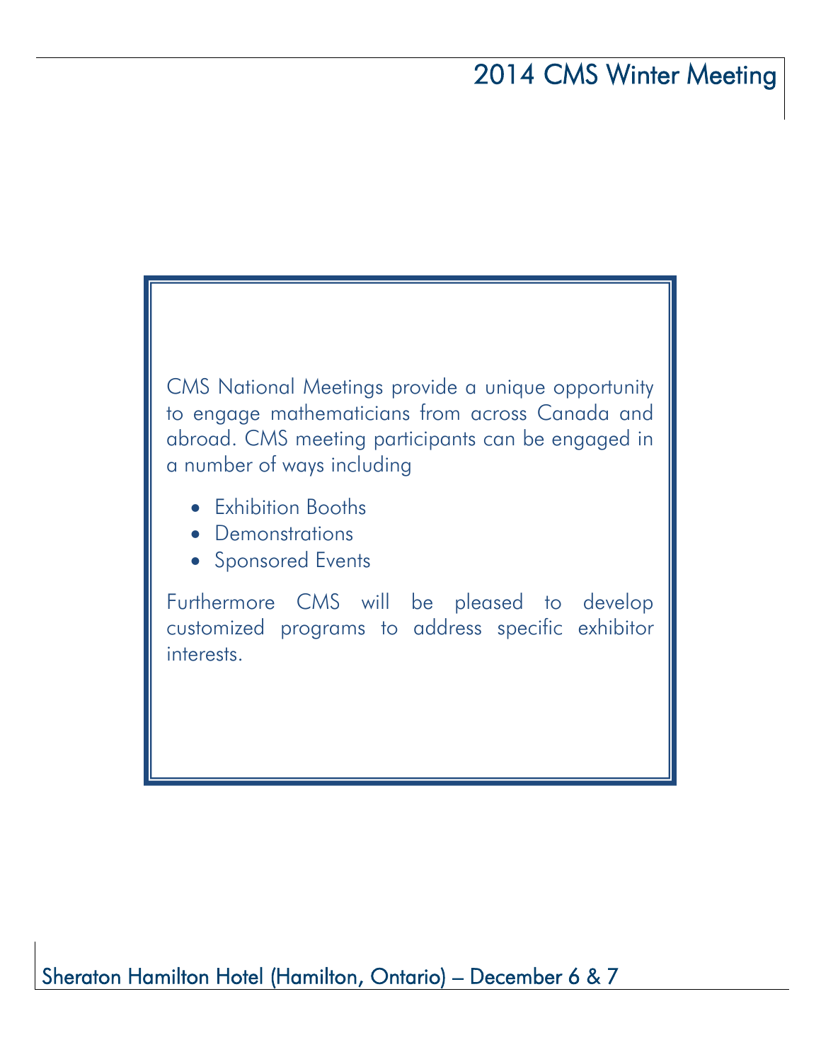CMS National Meetings provide a unique opportunity to engage mathematicians from across Canada and abroad. CMS meeting participants can be engaged in a number of ways including

- Exhibition Booths
- Demonstrations
- Sponsored Events

Furthermore CMS will be pleased to develop customized programs to address specific exhibitor interests.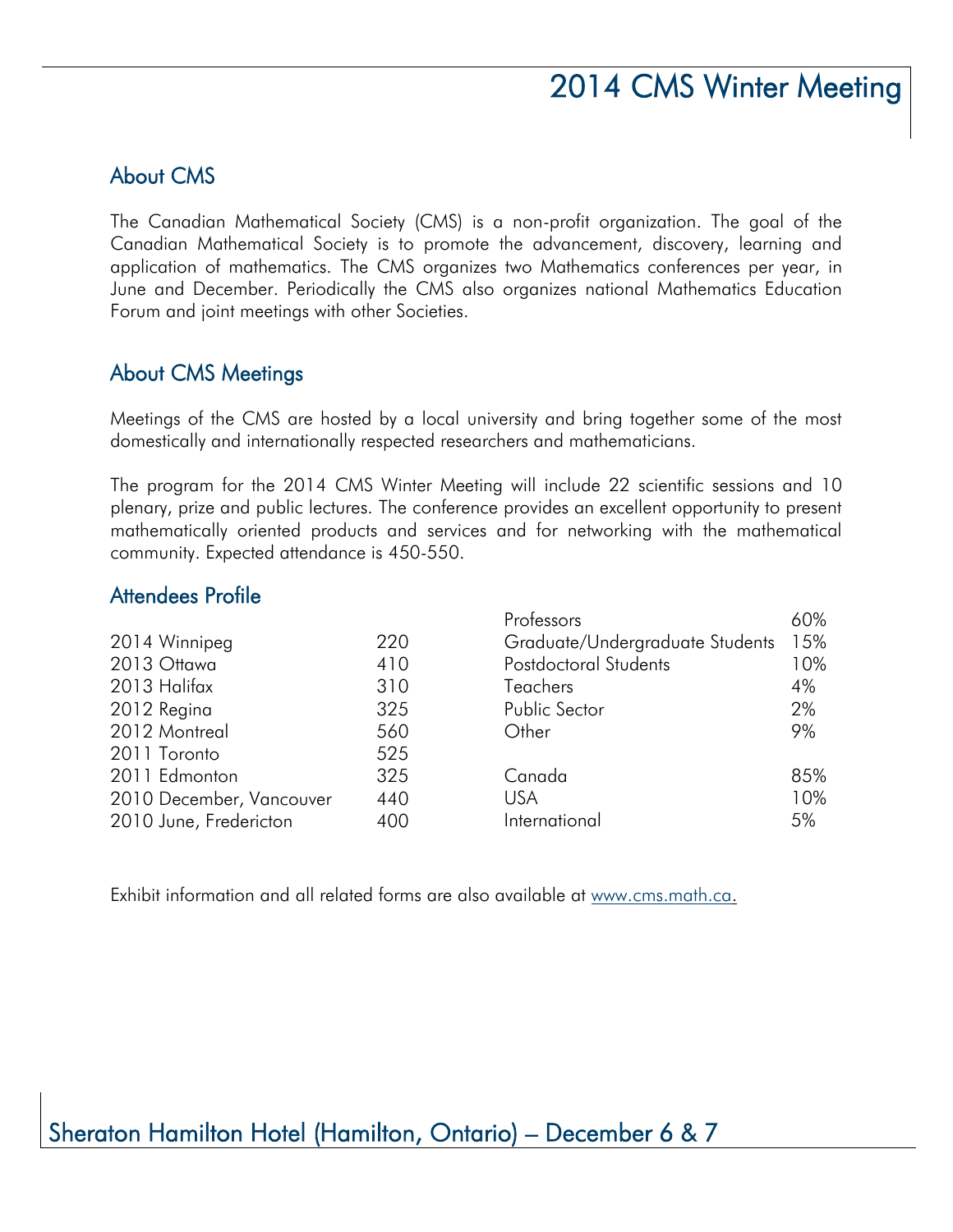# 2014 CMS Winter Meeting

## About CMS

The Canadian Mathematical Society (CMS) is a non-profit organization. The goal of the Canadian Mathematical Society is to promote the advancement, discovery, learning and application of mathematics. The CMS organizes two Mathematics conferences per year, in June and December. Periodically the CMS also organizes national Mathematics Education Forum and joint meetings with other Societies.

## About CMS Meetings

Meetings of the CMS are hosted by a local university and bring together some of the most domestically and internationally respected researchers and mathematicians.

The program for the 2014 CMS Winter Meeting will include 22 scientific sessions and 10 plenary, prize and public lectures. The conference provides an excellent opportunity to present mathematically oriented products and services and for networking with the mathematical community. Expected attendance is 450-550.

## Attendees Profile

| Meeting | Attendance |
|---|---|
| 2014 Winnipeg | 220 |
| 2013 Ottawa | 410 |
| 2013 Halifax | 310 |
| 2012 Regina | 325 |
| 2012 Montreal | 560 |
| 2011 Toronto | 525 |
| 2011 Edmonton | 325 |
| 2010 December, Vancouver | 440 |
| 2010 June, Fredericton | 400 |

| Category | Percentage |
|---|---|
| Professors | 60% |
| Graduate/Undergraduate Students | 15% |
| Postdoctoral Students | 10% |
| Teachers | 4% |
| Public Sector | 2% |
| Other | 9% |

| Origin | Percentage |
|---|---|
| Canada | 85% |
| USA | 10% |
| International | 5% |

Exhibit information and all related forms are also available at [www.cms.math.ca.](http://www.cms.math.ca)

Sheraton Hamilton Hotel (Hamilton, Ontario) – December 6 & 7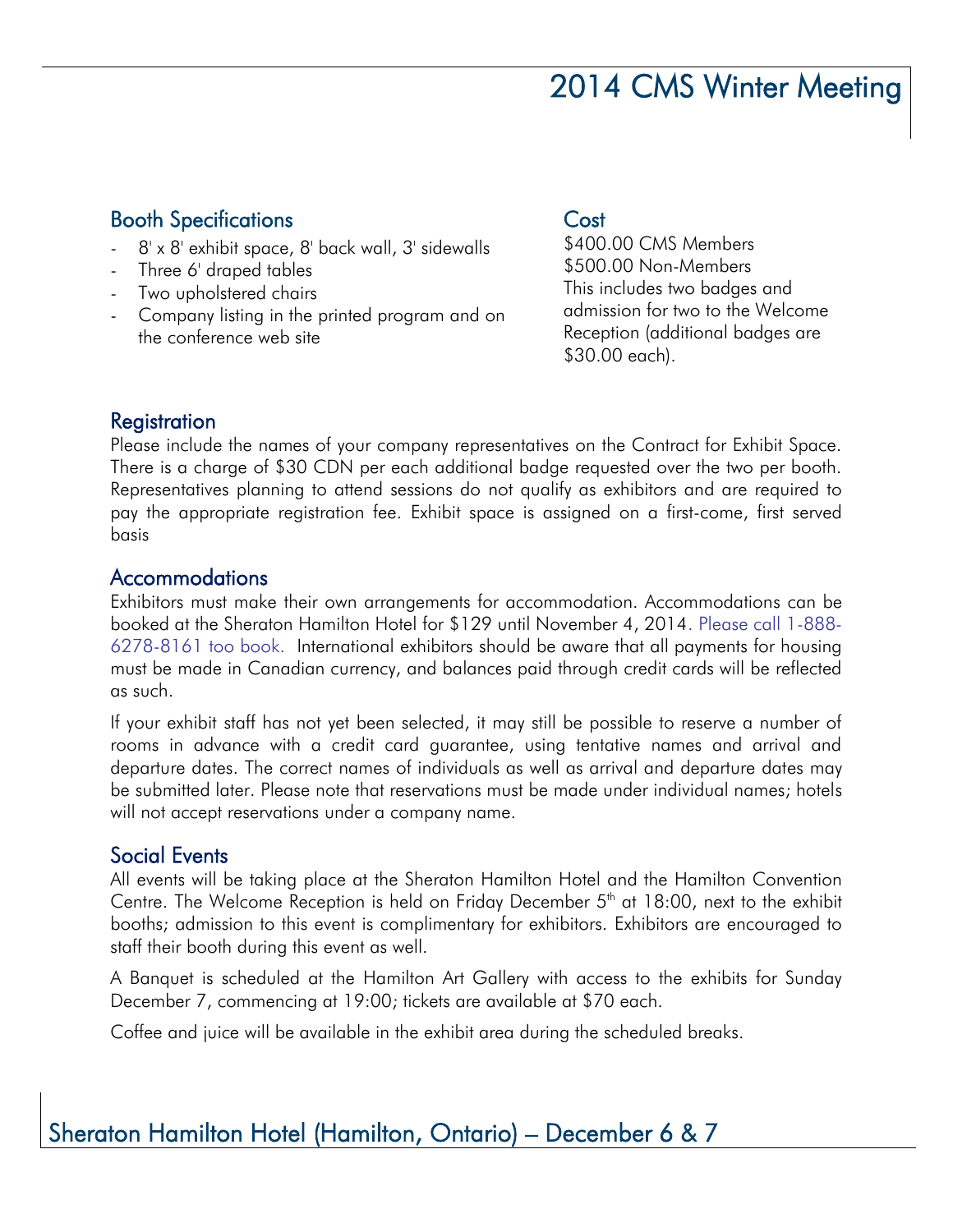# 2014 CMS Winter Meeting

## Booth Specifications

- 8' x 8' exhibit space, 8' back wall, 3' sidewalls
- Three 6' draped tables
- Two upholstered chairs
- Company listing in the printed program and on the conference web site

## Cost

$400.00 CMS Members
$500.00 Non-Members
This includes two badges and admission for two to the Welcome Reception (additional badges are $30.00 each).

## Registration

Please include the names of your company representatives on the Contract for Exhibit Space. There is a charge of $30 CDN per each additional badge requested over the two per booth. Representatives planning to attend sessions do not qualify as exhibitors and are required to pay the appropriate registration fee. Exhibit space is assigned on a first-come, first served basis

## Accommodations

Exhibitors must make their own arrangements for accommodation. Accommodations can be booked at the Sheraton Hamilton Hotel for $129 until November 4, 2014. Please call 1-888-6278-8161 too book. International exhibitors should be aware that all payments for housing must be made in Canadian currency, and balances paid through credit cards will be reflected as such.

If your exhibit staff has not yet been selected, it may still be possible to reserve a number of rooms in advance with a credit card guarantee, using tentative names and arrival and departure dates. The correct names of individuals as well as arrival and departure dates may be submitted later. Please note that reservations must be made under individual names; hotels will not accept reservations under a company name.

## Social Events

All events will be taking place at the Sheraton Hamilton Hotel and the Hamilton Convention Centre. The Welcome Reception is held on Friday December 5th at 18:00, next to the exhibit booths; admission to this event is complimentary for exhibitors. Exhibitors are encouraged to staff their booth during this event as well.

A Banquet is scheduled at the Hamilton Art Gallery with access to the exhibits for Sunday December 7, commencing at 19:00; tickets are available at $70 each.

Coffee and juice will be available in the exhibit area during the scheduled breaks.

Sheraton Hamilton Hotel (Hamilton, Ontario) – December 6 & 7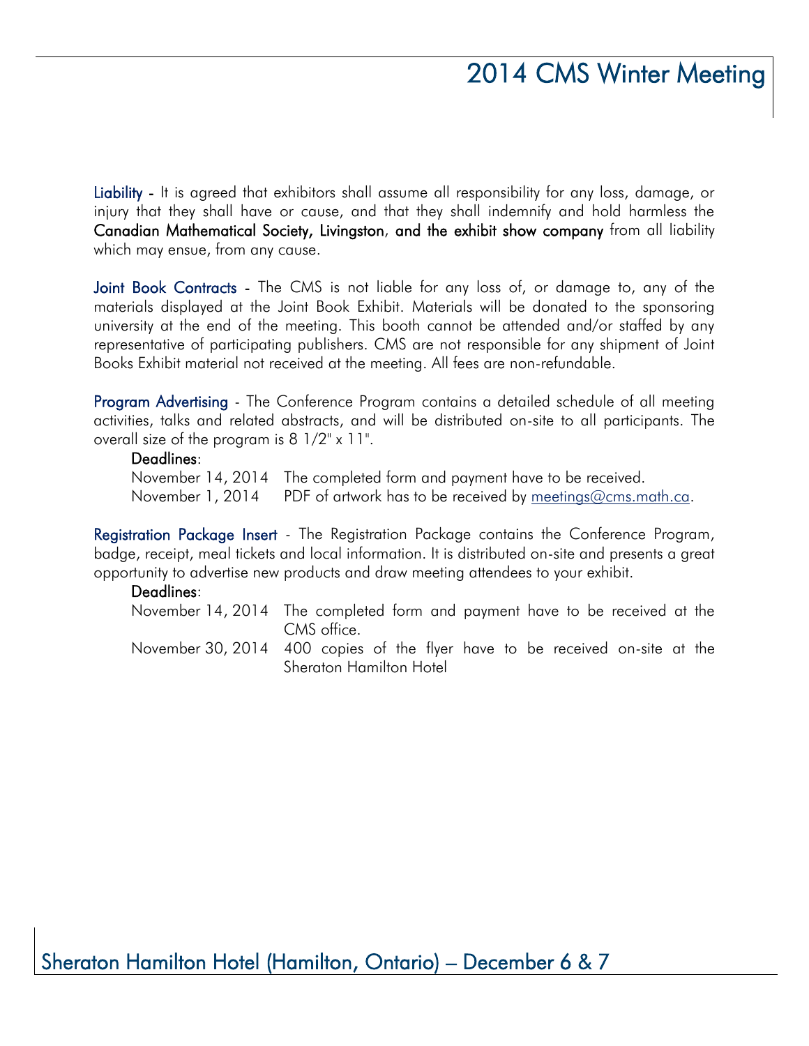**Liability** - It is agreed that exhibitors shall assume all responsibility for any loss, damage, or injury that they shall have or cause, and that they shall indemnify and hold harmless the **Canadian Mathematical Society, Livingston**, **and the exhibit show company** from all liability which may ensue, from any cause.

**Joint Book Contracts** - The CMS is not liable for any loss of, or damage to, any of the materials displayed at the Joint Book Exhibit. Materials will be donated to the sponsoring university at the end of the meeting. This booth cannot be attended and/or staffed by any representative of participating publishers. CMS are not responsible for any shipment of Joint Books Exhibit material not received at the meeting. All fees are non-refundable.

**Program Advertising** - The Conference Program contains a detailed schedule of all meeting activities, talks and related abstracts, and will be distributed on-site to all participants. The overall size of the program is 8 1/2" x 11".

**Deadlines**:

| | |
|---|---|
| November 14, 2014 | The completed form and payment have to be received. |
| November 1, 2014 | PDF of artwork has to be received by meetings@cms.math.ca. |

**Registration Package Insert** - The Registration Package contains the Conference Program, badge, receipt, meal tickets and local information. It is distributed on-site and presents a great opportunity to advertise new products and draw meeting attendees to your exhibit.

**Deadlines**:

| | |
|---|---|
| November 14, 2014 | The completed form and payment have to be received at the CMS office. |
| November 30, 2014 | 400 copies of the flyer have to be received on-site at the Sheraton Hamilton Hotel |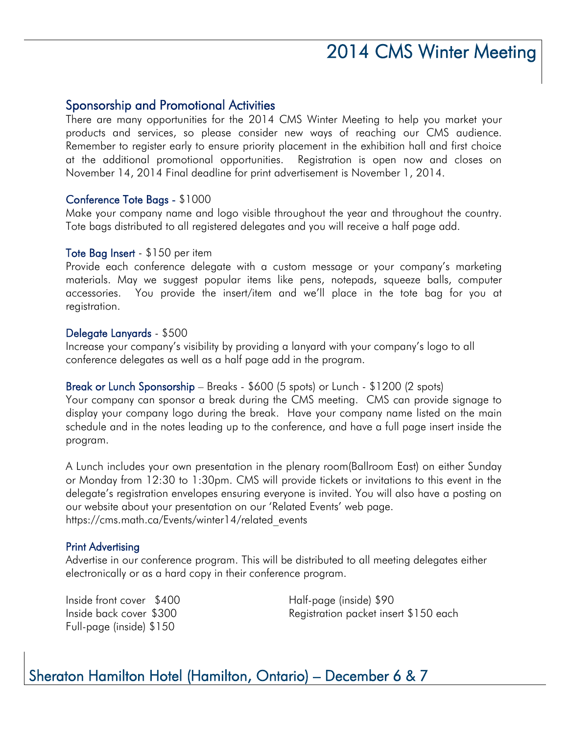## Sponsorship and Promotional Activities

There are many opportunities for the 2014 CMS Winter Meeting to help you market your products and services, so please consider new ways of reaching our CMS audience. Remember to register early to ensure priority placement in the exhibition hall and first choice at the additional promotional opportunities. Registration is open now and closes on November 14, 2014 Final deadline for print advertisement is November 1, 2014.

### Conference Tote Bags - $1000

Make your company name and logo visible throughout the year and throughout the country. Tote bags distributed to all registered delegates and you will receive a half page add.

### Tote Bag Insert - $150 per item

Provide each conference delegate with a custom message or your company's marketing materials. May we suggest popular items like pens, notepads, squeeze balls, computer accessories. You provide the insert/item and we'll place in the tote bag for you at registration.

### Delegate Lanyards - $500

Increase your company's visibility by providing a lanyard with your company's logo to all conference delegates as well as a half page add in the program.

### Break or Lunch Sponsorship – Breaks - $600 (5 spots) or Lunch - $1200 (2 spots)

Your company can sponsor a break during the CMS meeting. CMS can provide signage to display your company logo during the break. Have your company name listed on the main schedule and in the notes leading up to the conference, and have a full page insert inside the program.

A Lunch includes your own presentation in the plenary room(Ballroom East) on either Sunday or Monday from 12:30 to 1:30pm. CMS will provide tickets or invitations to this event in the delegate's registration envelopes ensuring everyone is invited. You will also have a posting on our website about your presentation on our 'Related Events' web page. https://cms.math.ca/Events/winter14/related_events

### Print Advertising

Advertise in our conference program. This will be distributed to all meeting delegates either electronically or as a hard copy in their conference program.

Inside front cover $400
Inside back cover $300
Full-page (inside) $150
Half-page (inside) $90
Registration packet insert $150 each

## Sheraton Hamilton Hotel (Hamilton, Ontario) – December 6 & 7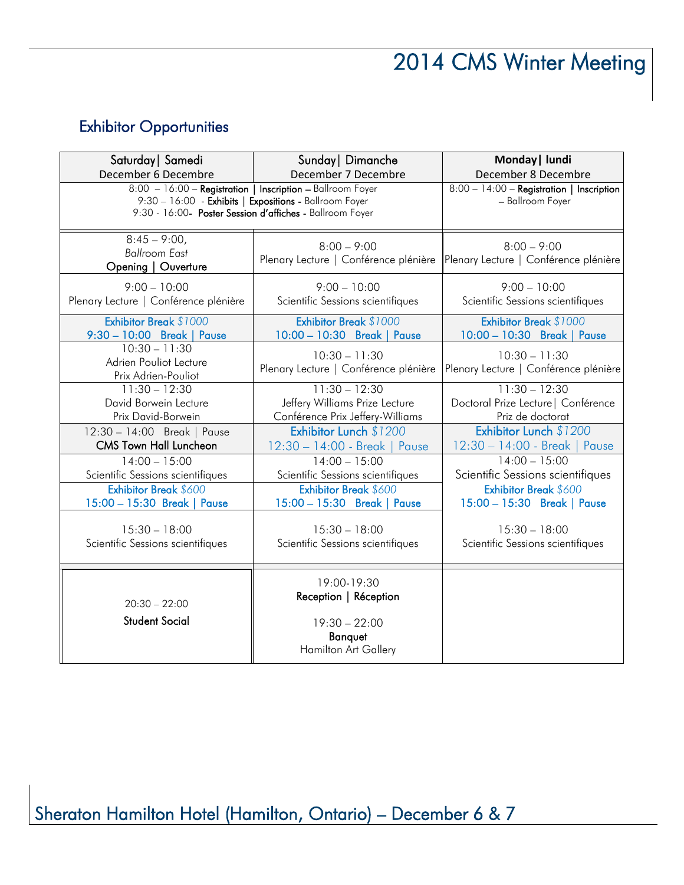# 2014 CMS Winter Meeting

## Exhibitor Opportunities

| Saturday\| Samedi<br>December 6 Decembre | Sunday\| Dimanche<br>December 7 Decembre | **Monday\| lundi**<br>December 8 Decembre |
|---|---|---|
| 8:00 – 16:00 – **Registration \| Inscription –** Ballroom Foyer<br>9:30 – 16:00 - **Exhibits \| Expositions -** Ballroom Foyer<br>9:30 - 16:00- **Poster Session d'affiches -** Ballroom Foyer | | 8:00 – 14:00 – **Registration \| Inscription –** Ballroom Foyer |
| 8:45 – 9:00,<br>*Ballroom East*<br>**Opening \| Ouverture** | 8:00 – 9:00<br>Plenary Lecture \| Conférence plénière | 8:00 – 9:00<br>Plenary Lecture \| Conférence plénière |
| 9:00 – 10:00<br>Plenary Lecture \| Conférence plénière | 9:00 – 10:00<br>Scientific Sessions scientifiques | 9:00 – 10:00<br>Scientific Sessions scientifiques |
| **Exhibitor Break** *$1000*<br>**9:30 – 10:00 Break \| Pause** | **Exhibitor Break** *$1000*<br>**10:00 – 10:30 Break \| Pause** | **Exhibitor Break** *$1000*<br>**10:00 – 10:30 Break \| Pause** |
| 10:30 – 11:30<br>Adrien Pouliot Lecture<br>Prix Adrien-Pouliot | 10:30 – 11:30<br>Plenary Lecture \| Conférence plénière | 10:30 – 11:30<br>Plenary Lecture \| Conférence plénière |
| 11:30 – 12:30<br>David Borwein Lecture<br>Prix David-Borwein | 11:30 – 12:30<br>Jeffery Williams Prize Lecture<br>Conférence Prix Jeffery-Williams | 11:30 – 12:30<br>Doctoral Prize Lecture\| Conférence<br>Priz de doctorat |
| 12:30 – 14:00 Break \| Pause<br>**CMS Town Hall Luncheon** | **Exhibitor Lunch** *$1200*<br>12:30 – 14:00 - Break \| Pause | **Exhibitor Lunch** *$1200*<br>12:30 – 14:00 - Break \| Pause |
| 14:00 – 15:00<br>Scientific Sessions scientifiques | 14:00 – 15:00<br>Scientific Sessions scientifiques | 14:00 – 15:00<br>Scientific Sessions scientifiques |
| **Exhibitor Break** *$600*<br>**15:00 – 15:30 Break \| Pause** | **Exhibitor Break** *$600*<br>**15:00 – 15:30 Break \| Pause** | **Exhibitor Break** *$600*<br>**15:00 – 15:30 Break \| Pause** |
| 15:30 – 18:00<br>Scientific Sessions scientifiques | 15:30 – 18:00<br>Scientific Sessions scientifiques | 15:30 – 18:00<br>Scientific Sessions scientifiques |
| 20:30 – 22:00<br>**Student Social** | 19:00-19:30<br>**Reception \| Réception**<br><br>19:30 – 22:00<br>**Banquet**<br>Hamilton Art Gallery | |

Sheraton Hamilton Hotel (Hamilton, Ontario) – December 6 & 7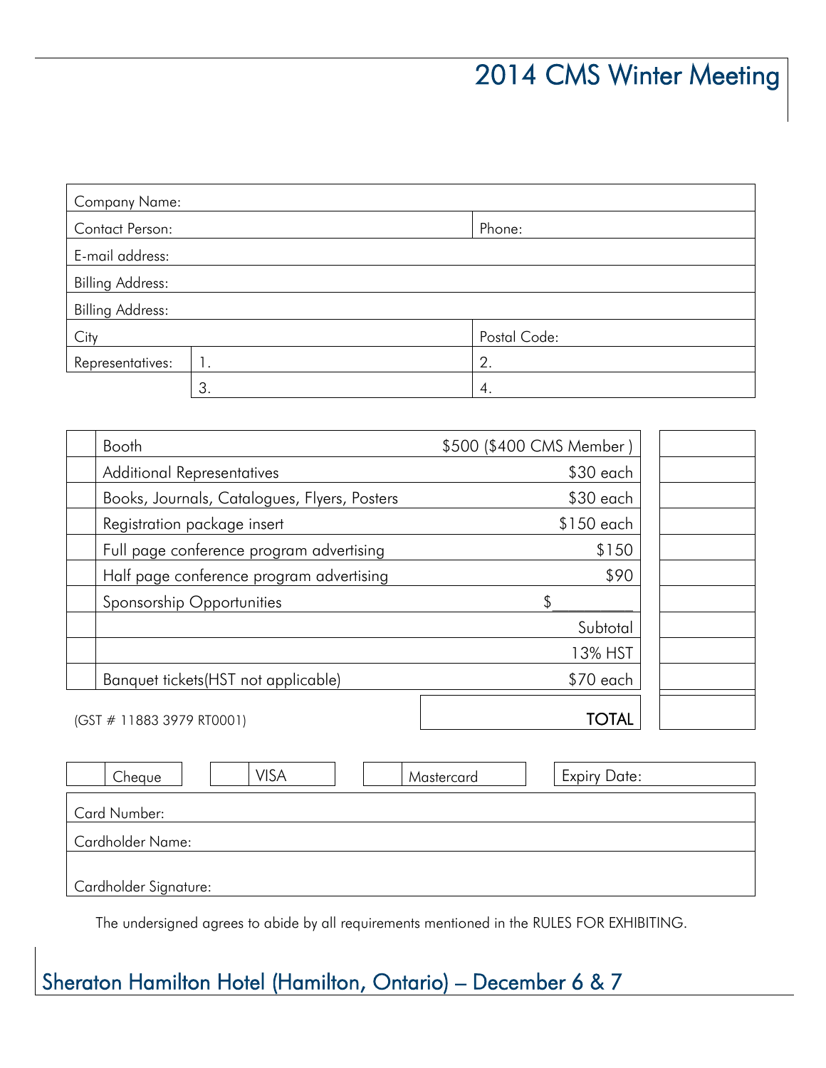# 2014 CMS Winter Meeting

| Company Name: | | |
|---|---|---|
| Contact Person: | | Phone: |
| E-mail address: | | |
| Billing Address: | | |
| Billing Address: | | |
| City | | Postal Code: |
| Representatives: | 1. | 2. |
| | 3. | 4. |

| | Item | Price | Amount |
|---|---|---|---|
| | Booth | $500 ($400 CMS Member ) | |
| | Additional Representatives | $30 each | |
| | Books, Journals, Catalogues, Flyers, Posters | $30 each | |
| | Registration package insert | $150 each | |
| | Full page conference program advertising | $150 | |
| | Half page conference program advertising | $90 | |
| | Sponsorship Opportunities | $__________ | |
| | | Subtotal | |
| | | 13% HST | |
| | Banquet tickets(HST not applicable) | $70 each | |
| | (GST # 11883 3979 RT0001) | **TOTAL** | |

| | Cheque | | VISA | | Mastercard | Expiry Date: |
|---|---|---|---|---|---|---|

Card Number:

Cardholder Name:

Cardholder Signature:

The undersigned agrees to abide by all requirements mentioned in the RULES FOR EXHIBITING.

## Sheraton Hamilton Hotel (Hamilton, Ontario) – December 6 & 7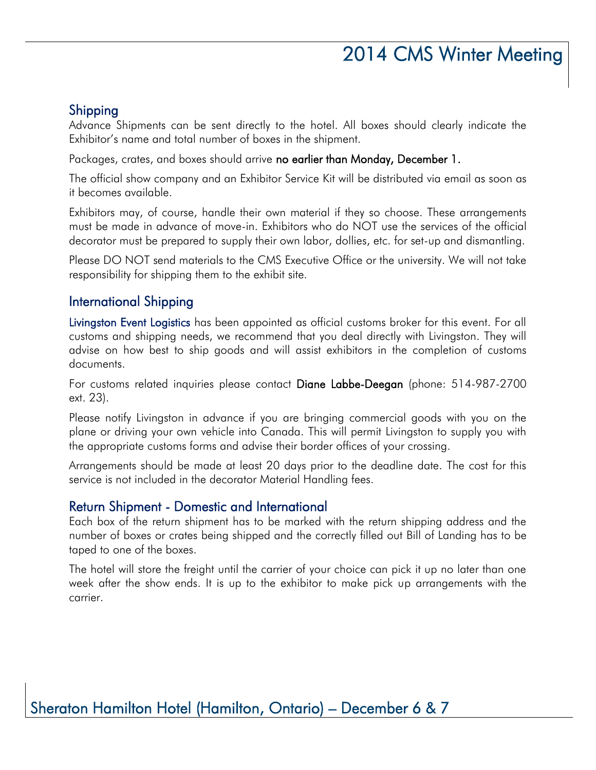## Shipping

Advance Shipments can be sent directly to the hotel. All boxes should clearly indicate the Exhibitor's name and total number of boxes in the shipment.

Packages, crates, and boxes should arrive **no earlier than Monday, December 1.**

The official show company and an Exhibitor Service Kit will be distributed via email as soon as it becomes available.

Exhibitors may, of course, handle their own material if they so choose. These arrangements must be made in advance of move-in. Exhibitors who do NOT use the services of the official decorator must be prepared to supply their own labor, dollies, etc. for set-up and dismantling.

Please DO NOT send materials to the CMS Executive Office or the university. We will not take responsibility for shipping them to the exhibit site.

## International Shipping

Livingston Event Logistics has been appointed as official customs broker for this event. For all customs and shipping needs, we recommend that you deal directly with Livingston. They will advise on how best to ship goods and will assist exhibitors in the completion of customs documents.

For customs related inquiries please contact **Diane Labbe-Deegan** (phone: 514-987-2700 ext. 23).

Please notify Livingston in advance if you are bringing commercial goods with you on the plane or driving your own vehicle into Canada. This will permit Livingston to supply you with the appropriate customs forms and advise their border offices of your crossing.

Arrangements should be made at least 20 days prior to the deadline date. The cost for this service is not included in the decorator Material Handling fees.

## Return Shipment - Domestic and International

Each box of the return shipment has to be marked with the return shipping address and the number of boxes or crates being shipped and the correctly filled out Bill of Landing has to be taped to one of the boxes.

The hotel will store the freight until the carrier of your choice can pick it up no later than one week after the show ends. It is up to the exhibitor to make pick up arrangements with the carrier.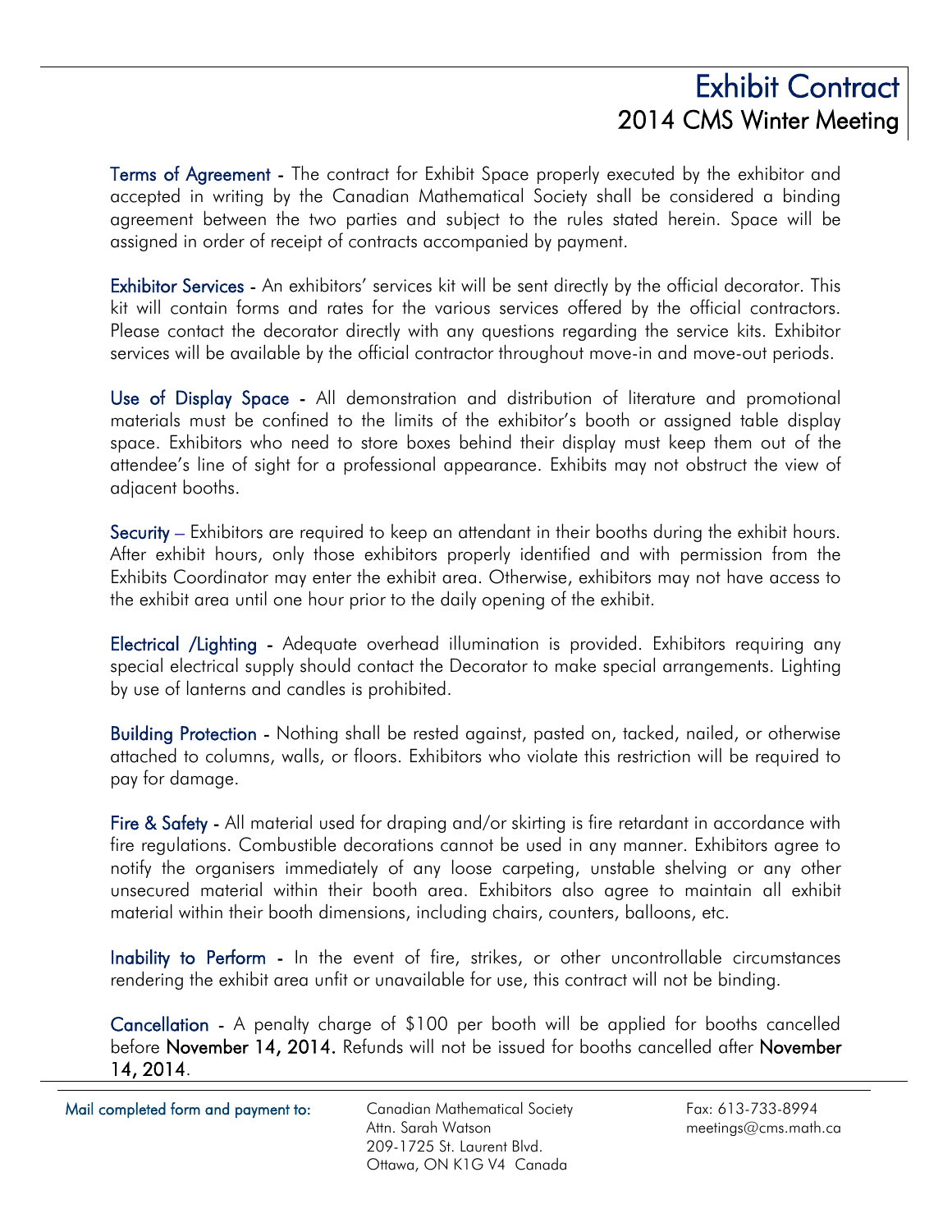# Exhibit Contract
## 2014 CMS Winter Meeting

**Terms of Agreement** - The contract for Exhibit Space properly executed by the exhibitor and accepted in writing by the Canadian Mathematical Society shall be considered a binding agreement between the two parties and subject to the rules stated herein. Space will be assigned in order of receipt of contracts accompanied by payment.

**Exhibitor Services** - An exhibitors' services kit will be sent directly by the official decorator. This kit will contain forms and rates for the various services offered by the official contractors. Please contact the decorator directly with any questions regarding the service kits. Exhibitor services will be available by the official contractor throughout move-in and move-out periods.

**Use of Display Space** - All demonstration and distribution of literature and promotional materials must be confined to the limits of the exhibitor's booth or assigned table display space. Exhibitors who need to store boxes behind their display must keep them out of the attendee's line of sight for a professional appearance. Exhibits may not obstruct the view of adjacent booths.

**Security** – Exhibitors are required to keep an attendant in their booths during the exhibit hours. After exhibit hours, only those exhibitors properly identified and with permission from the Exhibits Coordinator may enter the exhibit area. Otherwise, exhibitors may not have access to the exhibit area until one hour prior to the daily opening of the exhibit.

**Electrical /Lighting** - Adequate overhead illumination is provided. Exhibitors requiring any special electrical supply should contact the Decorator to make special arrangements. Lighting by use of lanterns and candles is prohibited.

**Building Protection** - Nothing shall be rested against, pasted on, tacked, nailed, or otherwise attached to columns, walls, or floors. Exhibitors who violate this restriction will be required to pay for damage.

**Fire & Safety** - All material used for draping and/or skirting is fire retardant in accordance with fire regulations. Combustible decorations cannot be used in any manner. Exhibitors agree to notify the organisers immediately of any loose carpeting, unstable shelving or any other unsecured material within their booth area. Exhibitors also agree to maintain all exhibit material within their booth dimensions, including chairs, counters, balloons, etc.

**Inability to Perform** - In the event of fire, strikes, or other uncontrollable circumstances rendering the exhibit area unfit or unavailable for use, this contract will not be binding.

**Cancellation** - A penalty charge of $100 per booth will be applied for booths cancelled before **November 14, 2014.** Refunds will not be issued for booths cancelled after **November 14, 2014**.

**Mail completed form and payment to:**

Canadian Mathematical Society
Attn. Sarah Watson
209-1725 St. Laurent Blvd.
Ottawa, ON K1G V4 Canada

Fax: 613-733-8994
meetings@cms.math.ca